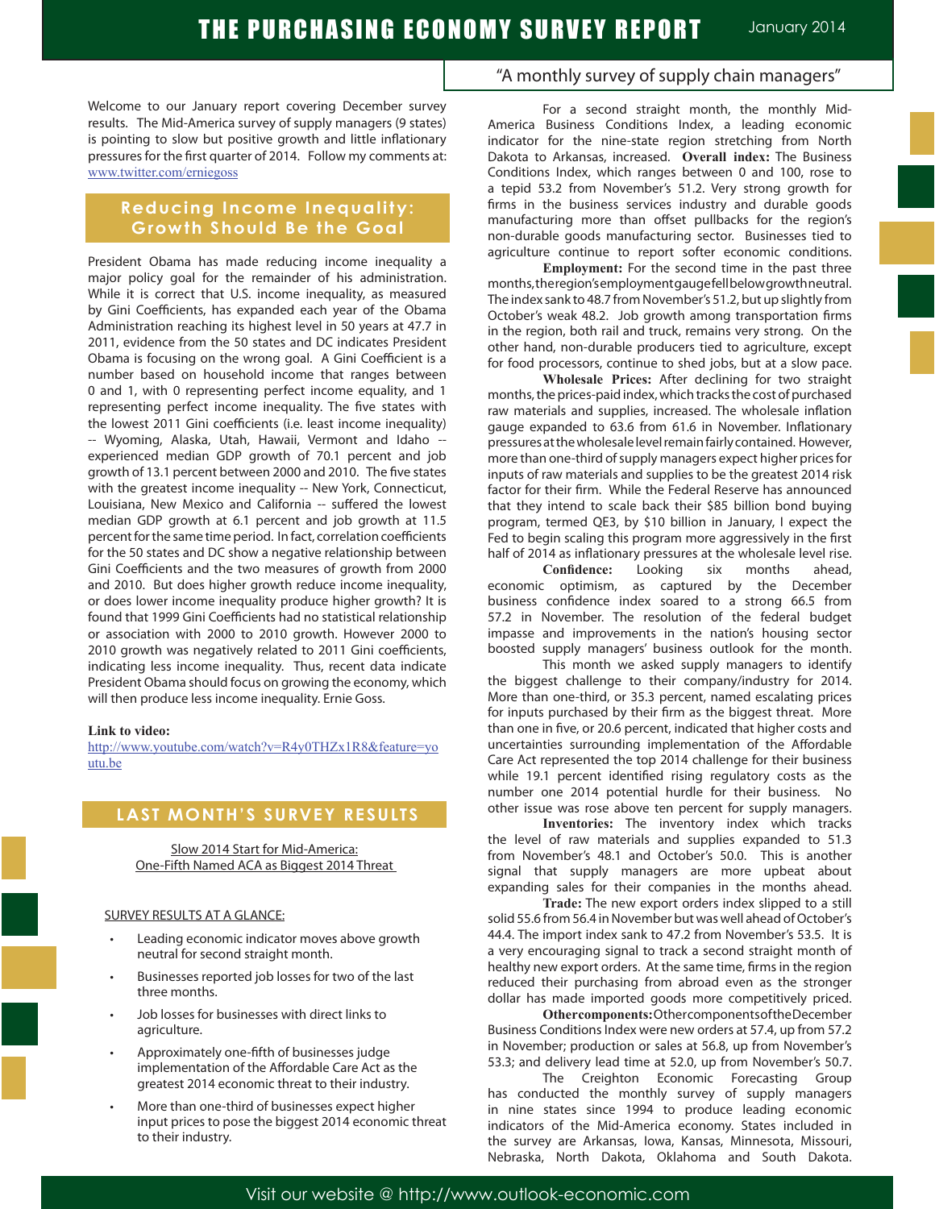# THE PURCHASING ECONOMY SURVEY REPORT

January 2014

"A monthly survey of supply chain managers"

Welcome to our January report covering December survey results. The Mid-America survey of supply managers (9 states) is pointing to slow but positive growth and little inflationary pressures for the first quarter of 2014. Follow my comments at: www.twitter.com/erniegoss

## Reducing Income Inequality: Growth Should Be the Goal

President Obama has made reducing income inequality a major policy goal for the remainder of his administration. While it is correct that U.S. income inequality, as measured by Gini Coefficients, has expanded each year of the Obama Administration reaching its highest level in 50 years at 47.7 in 2011, evidence from the 50 states and DC indicates President Obama is focusing on the wrong goal. A Gini Coefficient is a number based on household income that ranges between 0 and 1, with 0 representing perfect income equality, and 1 representing perfect income inequality. The five states with the lowest 2011 Gini coefficients (i.e. least income inequality) -- Wyoming, Alaska, Utah, Hawaii, Vermont and Idaho -- experienced median GDP growth of 70.1 percent and job growth of 13.1 percent between 2000 and 2010. The five states with the greatest income inequality -- New York, Connecticut, Louisiana, New Mexico and California -- suffered the lowest median GDP growth at 6.1 percent and job growth at 11.5 percent for the same time period. In fact, correlation coefficients for the 50 states and DC show a negative relationship between Gini Coefficients and the two measures of growth from 2000 and 2010. But does higher growth reduce income inequality, or does lower income inequality produce higher growth? It is found that 1999 Gini Coefficients had no statistical relationship or association with 2000 to 2010 growth. However 2000 to 2010 growth was negatively related to 2011 Gini coefficients, indicating less income inequality. Thus, recent data indicate President Obama should focus on growing the economy, which will then produce less income inequality. Ernie Goss.

**Link to video:**
http://www.youtube.com/watch?v=R4y0THZx1R8&feature=youtu.be

## LAST MONTH'S SURVEY RESULTS

Slow 2014 Start for Mid-America:
One-Fifth Named ACA as Biggest 2014 Threat

SURVEY RESULTS AT A GLANCE:

- Leading economic indicator moves above growth neutral for second straight month.
- Businesses reported job losses for two of the last three months.
- Job losses for businesses with direct links to agriculture.
- Approximately one-fifth of businesses judge implementation of the Affordable Care Act as the greatest 2014 economic threat to their industry.
- More than one-third of businesses expect higher input prices to pose the biggest 2014 economic threat to their industry.

For a second straight month, the monthly Mid-America Business Conditions Index, a leading economic indicator for the nine-state region stretching from North Dakota to Arkansas, increased. **Overall index:** The Business Conditions Index, which ranges between 0 and 100, rose to a tepid 53.2 from November's 51.2. Very strong growth for firms in the business services industry and durable goods manufacturing more than offset pullbacks for the region's non-durable goods manufacturing sector. Businesses tied to agriculture continue to report softer economic conditions.

**Employment:** For the second time in the past three months, the region's employment gauge fell below growth neutral. The index sank to 48.7 from November's 51.2, but up slightly from October's weak 48.2. Job growth among transportation firms in the region, both rail and truck, remains very strong. On the other hand, non-durable producers tied to agriculture, except for food processors, continue to shed jobs, but at a slow pace.

**Wholesale Prices:** After declining for two straight months, the prices-paid index, which tracks the cost of purchased raw materials and supplies, increased. The wholesale inflation gauge expanded to 63.6 from 61.6 in November. Inflationary pressures at the wholesale level remain fairly contained. However, more than one-third of supply managers expect higher prices for inputs of raw materials and supplies to be the greatest 2014 risk factor for their firm. While the Federal Reserve has announced that they intend to scale back their $85 billion bond buying program, termed QE3, by $10 billion in January, I expect the Fed to begin scaling this program more aggressively in the first half of 2014 as inflationary pressures at the wholesale level rise.

**Confidence:** Looking six months ahead, economic optimism, as captured by the December business confidence index soared to a strong 66.5 from 57.2 in November. The resolution of the federal budget impasse and improvements in the nation's housing sector boosted supply managers' business outlook for the month.

This month we asked supply managers to identify the biggest challenge to their company/industry for 2014. More than one-third, or 35.3 percent, named escalating prices for inputs purchased by their firm as the biggest threat. More than one in five, or 20.6 percent, indicated that higher costs and uncertainties surrounding implementation of the Affordable Care Act represented the top 2014 challenge for their business while 19.1 percent identified rising regulatory costs as the number one 2014 potential hurdle for their business. No other issue was rose above ten percent for supply managers.

**Inventories:** The inventory index which tracks the level of raw materials and supplies expanded to 51.3 from November's 48.1 and October's 50.0. This is another signal that supply managers are more upbeat about expanding sales for their companies in the months ahead.

**Trade:** The new export orders index slipped to a still solid 55.6 from 56.4 in November but was well ahead of October's 44.4. The import index sank to 47.2 from November's 53.5. It is a very encouraging signal to track a second straight month of healthy new export orders. At the same time, firms in the region reduced their purchasing from abroad even as the stronger dollar has made imported goods more competitively priced.

**Other components:** Other components of the December Business Conditions Index were new orders at 57.4, up from 57.2 in November; production or sales at 56.8, up from November's 53.3; and delivery lead time at 52.0, up from November's 50.7.

The Creighton Economic Forecasting Group has conducted the monthly survey of supply managers in nine states since 1994 to produce leading economic indicators of the Mid-America economy. States included in the survey are Arkansas, Iowa, Kansas, Minnesota, Missouri, Nebraska, North Dakota, Oklahoma and South Dakota.

Visit our website @ http://www.outlook-economic.com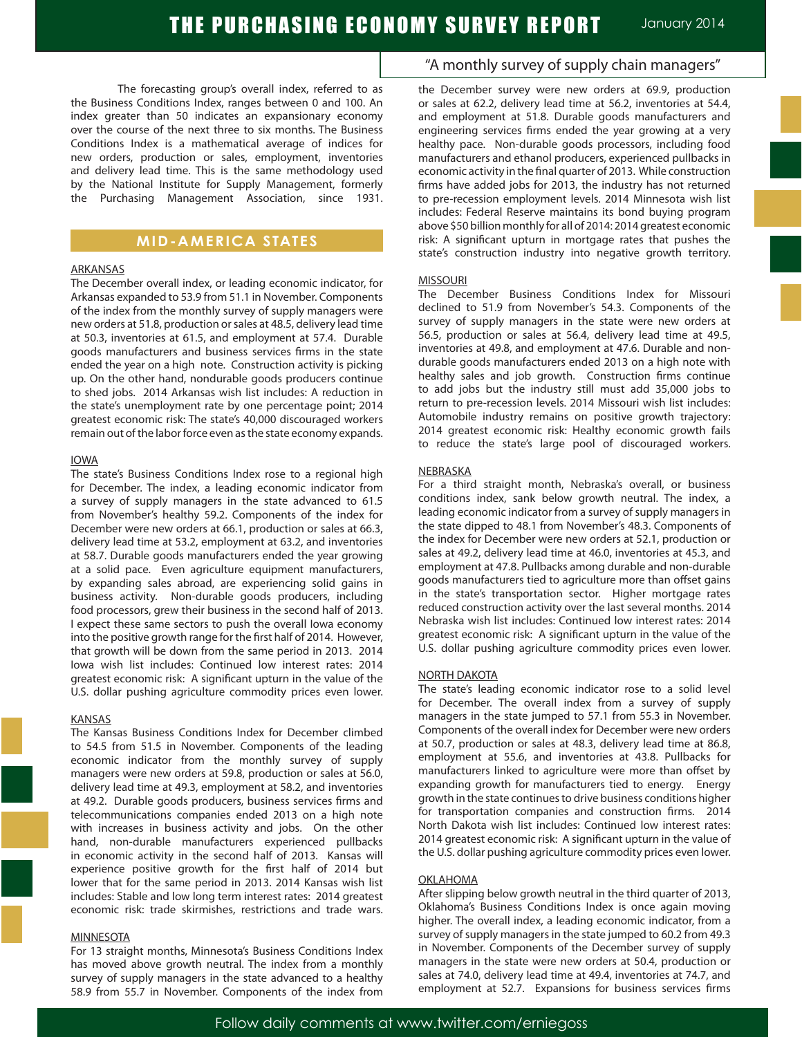The forecasting group's overall index, referred to as the Business Conditions Index, ranges between 0 and 100. An index greater than 50 indicates an expansionary economy over the course of the next three to six months. The Business Conditions Index is a mathematical average of indices for new orders, production or sales, employment, inventories and delivery lead time. This is the same methodology used by the National Institute for Supply Management, formerly the Purchasing Management Association, since 1931.

## MID-AMERICA STATES

### ARKANSAS

The December overall index, or leading economic indicator, for Arkansas expanded to 53.9 from 51.1 in November. Components of the index from the monthly survey of supply managers were new orders at 51.8, production or sales at 48.5, delivery lead time at 50.3, inventories at 61.5, and employment at 57.4. Durable goods manufacturers and business services firms in the state ended the year on a high note. Construction activity is picking up. On the other hand, nondurable goods producers continue to shed jobs. 2014 Arkansas wish list includes: A reduction in the state's unemployment rate by one percentage point; 2014 greatest economic risk: The state's 40,000 discouraged workers remain out of the labor force even as the state economy expands.

### IOWA

The state's Business Conditions Index rose to a regional high for December. The index, a leading economic indicator from a survey of supply managers in the state advanced to 61.5 from November's healthy 59.2. Components of the index for December were new orders at 66.1, production or sales at 66.3, delivery lead time at 53.2, employment at 63.2, and inventories at 58.7. Durable goods manufacturers ended the year growing at a solid pace. Even agriculture equipment manufacturers, by expanding sales abroad, are experiencing solid gains in business activity. Non-durable goods producers, including food processors, grew their business in the second half of 2013. I expect these same sectors to push the overall Iowa economy into the positive growth range for the first half of 2014. However, that growth will be down from the same period in 2013. 2014 Iowa wish list includes: Continued low interest rates: 2014 greatest economic risk: A significant upturn in the value of the U.S. dollar pushing agriculture commodity prices even lower.

### KANSAS

The Kansas Business Conditions Index for December climbed to 54.5 from 51.5 in November. Components of the leading economic indicator from the monthly survey of supply managers were new orders at 59.8, production or sales at 56.0, delivery lead time at 49.3, employment at 58.2, and inventories at 49.2. Durable goods producers, business services firms and telecommunications companies ended 2013 on a high note with increases in business activity and jobs. On the other hand, non-durable manufacturers experienced pullbacks in economic activity in the second half of 2013. Kansas will experience positive growth for the first half of 2014 but lower that for the same period in 2013. 2014 Kansas wish list includes: Stable and low long term interest rates: 2014 greatest economic risk: trade skirmishes, restrictions and trade wars.

### MINNESOTA

For 13 straight months, Minnesota's Business Conditions Index has moved above growth neutral. The index from a monthly survey of supply managers in the state advanced to a healthy 58.9 from 55.7 in November. Components of the index from the December survey were new orders at 69.9, production or sales at 62.2, delivery lead time at 56.2, inventories at 54.4, and employment at 51.8. Durable goods manufacturers and engineering services firms ended the year growing at a very healthy pace. Non-durable goods processors, including food manufacturers and ethanol producers, experienced pullbacks in economic activity in the final quarter of 2013. While construction firms have added jobs for 2013, the industry has not returned to pre-recession employment levels. 2014 Minnesota wish list includes: Federal Reserve maintains its bond buying program above $50 billion monthly for all of 2014: 2014 greatest economic risk: A significant upturn in mortgage rates that pushes the state's construction industry into negative growth territory.

### MISSOURI

The December Business Conditions Index for Missouri declined to 51.9 from November's 54.3. Components of the survey of supply managers in the state were new orders at 56.5, production or sales at 56.4, delivery lead time at 49.5, inventories at 49.8, and employment at 47.6. Durable and non-durable goods manufacturers ended 2013 on a high note with healthy sales and job growth. Construction firms continue to add jobs but the industry still must add 35,000 jobs to return to pre-recession levels. 2014 Missouri wish list includes: Automobile industry remains on positive growth trajectory: 2014 greatest economic risk: Healthy economic growth fails to reduce the state's large pool of discouraged workers.

### NEBRASKA

For a third straight month, Nebraska's overall, or business conditions index, sank below growth neutral. The index, a leading economic indicator from a survey of supply managers in the state dipped to 48.1 from November's 48.3. Components of the index for December were new orders at 52.1, production or sales at 49.2, delivery lead time at 46.0, inventories at 45.3, and employment at 47.8. Pullbacks among durable and non-durable goods manufacturers tied to agriculture more than offset gains in the state's transportation sector. Higher mortgage rates reduced construction activity over the last several months. 2014 Nebraska wish list includes: Continued low interest rates: 2014 greatest economic risk: A significant upturn in the value of the U.S. dollar pushing agriculture commodity prices even lower.

### NORTH DAKOTA

The state's leading economic indicator rose to a solid level for December. The overall index from a survey of supply managers in the state jumped to 57.1 from 55.3 in November. Components of the overall index for December were new orders at 50.7, production or sales at 48.3, delivery lead time at 86.8, employment at 55.6, and inventories at 43.8. Pullbacks for manufacturers linked to agriculture were more than offset by expanding growth for manufacturers tied to energy. Energy growth in the state continues to drive business conditions higher for transportation companies and construction firms. 2014 North Dakota wish list includes: Continued low interest rates: 2014 greatest economic risk: A significant upturn in the value of the U.S. dollar pushing agriculture commodity prices even lower.

### OKLAHOMA

After slipping below growth neutral in the third quarter of 2013, Oklahoma's Business Conditions Index is once again moving higher. The overall index, a leading economic indicator, from a survey of supply managers in the state jumped to 60.2 from 49.3 in November. Components of the December survey of supply managers in the state were new orders at 50.4, production or sales at 74.0, delivery lead time at 49.4, inventories at 74.7, and employment at 52.7. Expansions for business services firms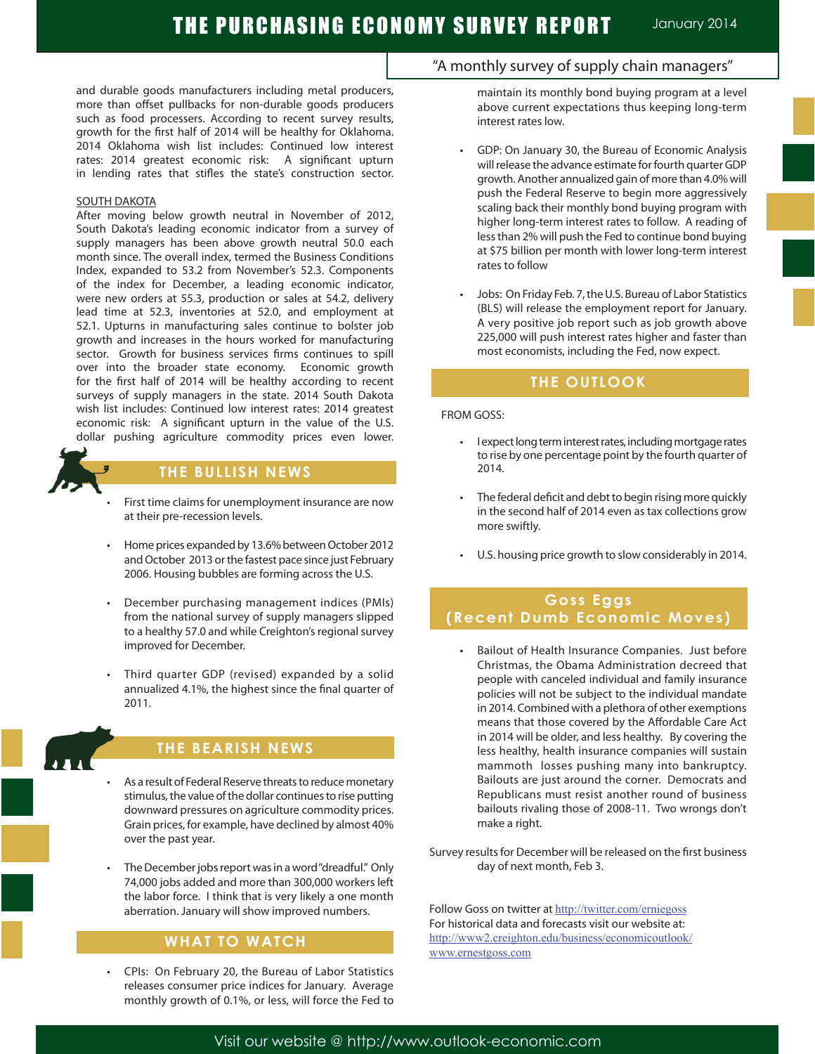and durable goods manufacturers including metal producers, more than offset pullbacks for non-durable goods producers such as food processers. According to recent survey results, growth for the first half of 2014 will be healthy for Oklahoma. 2014 Oklahoma wish list includes: Continued low interest rates: 2014 greatest economic risk: A significant upturn in lending rates that stifles the state's construction sector.

SOUTH DAKOTA

After moving below growth neutral in November of 2012, South Dakota's leading economic indicator from a survey of supply managers has been above growth neutral 50.0 each month since. The overall index, termed the Business Conditions Index, expanded to 53.2 from November's 52.3. Components of the index for December, a leading economic indicator, were new orders at 55.3, production or sales at 54.2, delivery lead time at 52.3, inventories at 52.0, and employment at 52.1. Upturns in manufacturing sales continue to bolster job growth and increases in the hours worked for manufacturing sector. Growth for business services firms continues to spill over into the broader state economy. Economic growth for the first half of 2014 will be healthy according to recent surveys of supply managers in the state. 2014 South Dakota wish list includes: Continued low interest rates: 2014 greatest economic risk: A significant upturn in the value of the U.S. dollar pushing agriculture commodity prices even lower.

## THE BULLISH NEWS

- First time claims for unemployment insurance are now at their pre-recession levels.
- Home prices expanded by 13.6% between October 2012 and October 2013 or the fastest pace since just February 2006. Housing bubbles are forming across the U.S.
- December purchasing management indices (PMIs) from the national survey of supply managers slipped to a healthy 57.0 and while Creighton's regional survey improved for December.
- Third quarter GDP (revised) expanded by a solid annualized 4.1%, the highest since the final quarter of 2011.

## THE BEARISH NEWS

- As a result of Federal Reserve threats to reduce monetary stimulus, the value of the dollar continues to rise putting downward pressures on agriculture commodity prices. Grain prices, for example, have declined by almost 40% over the past year.
- The December jobs report was in a word "dreadful." Only 74,000 jobs added and more than 300,000 workers left the labor force. I think that is very likely a one month aberration. January will show improved numbers.

## WHAT TO WATCH

- CPIs: On February 20, the Bureau of Labor Statistics releases consumer price indices for January. Average monthly growth of 0.1%, or less, will force the Fed to maintain its monthly bond buying program at a level above current expectations thus keeping long-term interest rates low.
- GDP: On January 30, the Bureau of Economic Analysis will release the advance estimate for fourth quarter GDP growth. Another annualized gain of more than 4.0% will push the Federal Reserve to begin more aggressively scaling back their monthly bond buying program with higher long-term interest rates to follow. A reading of less than 2% will push the Fed to continue bond buying at $75 billion per month with lower long-term interest rates to follow
- Jobs: On Friday Feb. 7, the U.S. Bureau of Labor Statistics (BLS) will release the employment report for January. A very positive job report such as job growth above 225,000 will push interest rates higher and faster than most economists, including the Fed, now expect.

## THE OUTLOOK

FROM GOSS:

- I expect long term interest rates, including mortgage rates to rise by one percentage point by the fourth quarter of 2014.
- The federal deficit and debt to begin rising more quickly in the second half of 2014 even as tax collections grow more swiftly.
- U.S. housing price growth to slow considerably in 2014.

## Goss Eggs (Recent Dumb Economic Moves)

- Bailout of Health Insurance Companies. Just before Christmas, the Obama Administration decreed that people with canceled individual and family insurance policies will not be subject to the individual mandate in 2014. Combined with a plethora of other exemptions means that those covered by the Affordable Care Act in 2014 will be older, and less healthy. By covering the less healthy, health insurance companies will sustain mammoth losses pushing many into bankruptcy. Bailouts are just around the corner. Democrats and Republicans must resist another round of business bailouts like those of 2008-11. Two wrongs don't make a right.

Survey results for December will be released on the first business day of next month, Feb 3.

Follow Goss on twitter at http://twitter.com/erniegoss
For historical data and forecasts visit our website at:
http://www2.creighton.edu/business/economicoutlook/
www.ernestgoss.com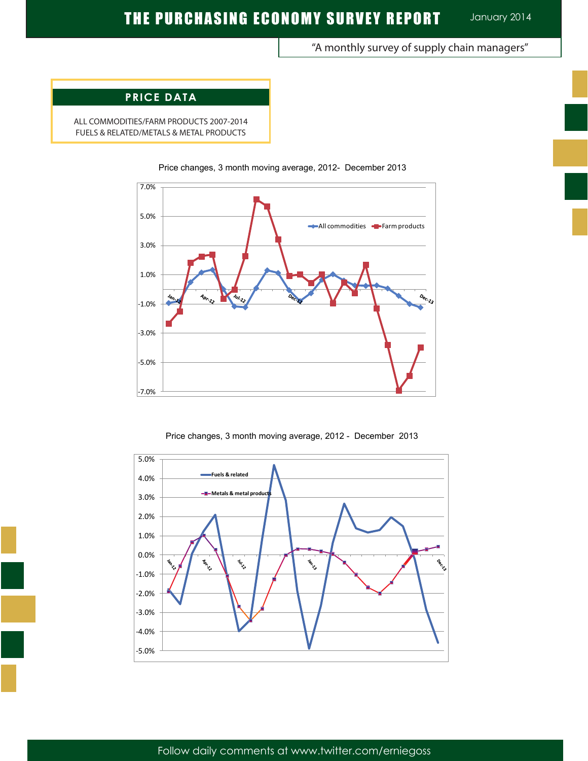# THE PURCHASING ECONOMY SURVEY REPORT

January 2014

"A monthly survey of supply chain managers"

## PRICE DATA

ALL COMMODITIES/FARM PRODUCTS 2007-2014
FUELS & RELATED/METALS & METAL PRODUCTS

Price changes, 3 month moving average, 2012- December 2013

7.0%
5.0%
3.0%
1.0%
-1.0%
-3.0%
-5.0%
-7.0%

Jan-12
Apr-12
Jul-12
Dec-12
Dec-13

All commodities
Farm products

Price changes, 3 month moving average, 2012 - December 2013

5.0%
4.0%
3.0%
2.0%
1.0%
0.0%
-1.0%
-2.0%
-3.0%
-4.0%
-5.0%

Jan-12
Apr-12
Jul-12
Jan-13
Dec-13

Fuels & related
Metals & metal products

Follow daily comments at www.twitter.com/erniegoss